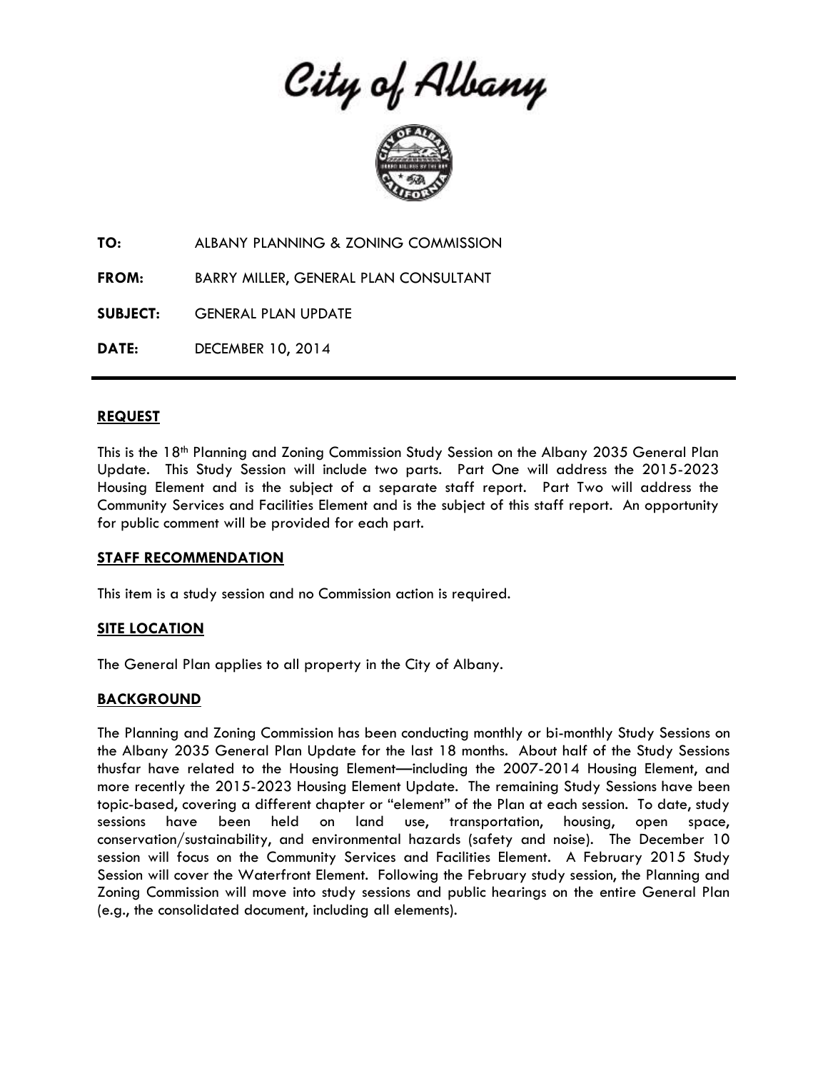# City of Albany

**TO:** ALBANY PLANNING & ZONING COMMISSION

**FROM:** BARRY MILLER, GENERAL PLAN CONSULTANT

**SUBJECT:** GENERAL PLAN UPDATE

**DATE:** DECEMBER 10, 2014

## REQUEST

This is the 18th Planning and Zoning Commission Study Session on the Albany 2035 General Plan Update. This Study Session will include two parts. Part One will address the 2015-2023 Housing Element and is the subject of a separate staff report. Part Two will address the Community Services and Facilities Element and is the subject of this staff report. An opportunity for public comment will be provided for each part.

## STAFF RECOMMENDATION

This item is a study session and no Commission action is required.

## SITE LOCATION

The General Plan applies to all property in the City of Albany.

## BACKGROUND

The Planning and Zoning Commission has been conducting monthly or bi-monthly Study Sessions on the Albany 2035 General Plan Update for the last 18 months. About half of the Study Sessions thusfar have related to the Housing Element—including the 2007-2014 Housing Element, and more recently the 2015-2023 Housing Element Update. The remaining Study Sessions have been topic-based, covering a different chapter or "element" of the Plan at each session. To date, study sessions have been held on land use, transportation, housing, open space, conservation/sustainability, and environmental hazards (safety and noise). The December 10 session will focus on the Community Services and Facilities Element. A February 2015 Study Session will cover the Waterfront Element. Following the February study session, the Planning and Zoning Commission will move into study sessions and public hearings on the entire General Plan (e.g., the consolidated document, including all elements).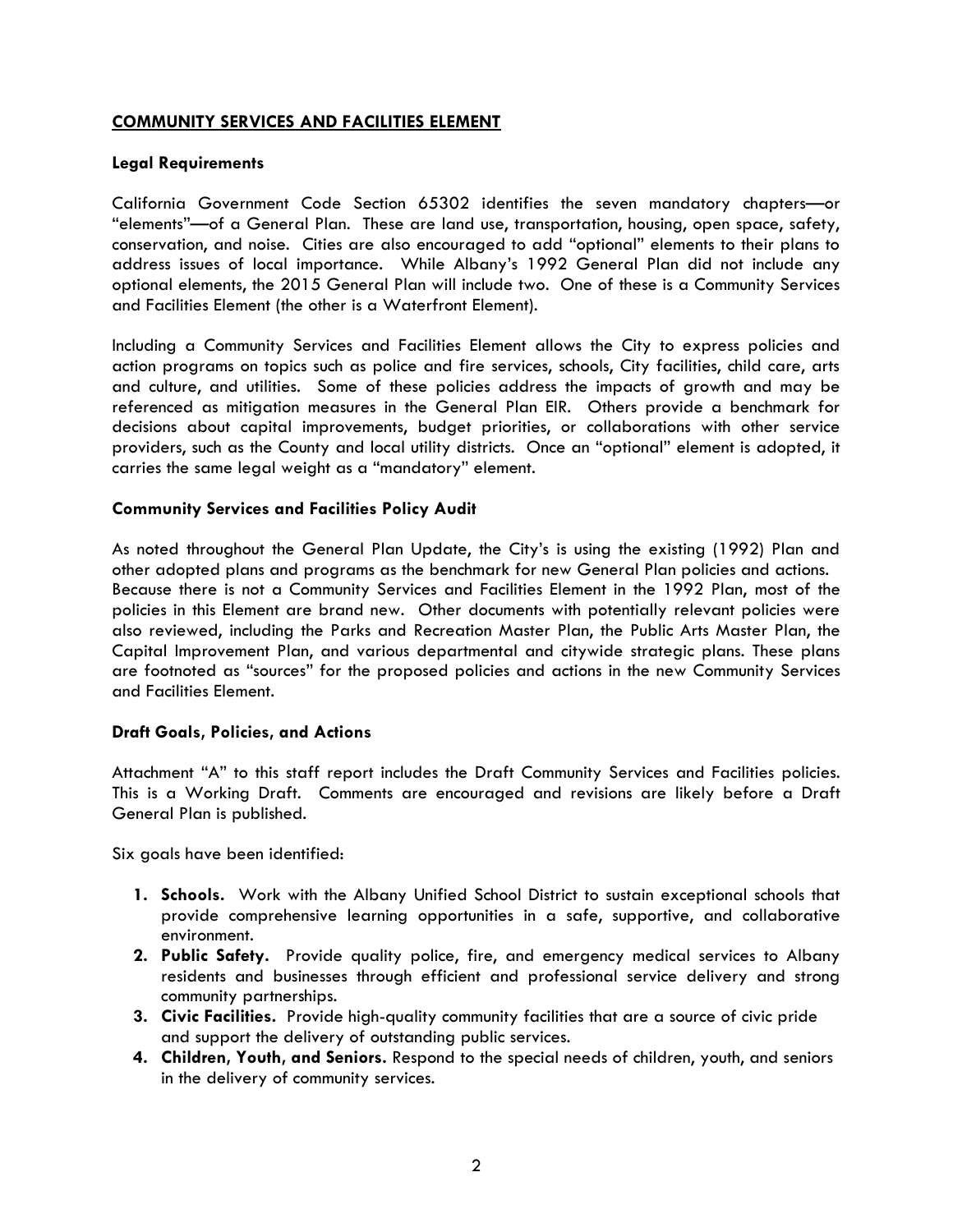## COMMUNITY SERVICES AND FACILITIES ELEMENT

### Legal Requirements

California Government Code Section 65302 identifies the seven mandatory chapters—or "elements"—of a General Plan. These are land use, transportation, housing, open space, safety, conservation, and noise. Cities are also encouraged to add "optional" elements to their plans to address issues of local importance. While Albany's 1992 General Plan did not include any optional elements, the 2015 General Plan will include two. One of these is a Community Services and Facilities Element (the other is a Waterfront Element).

Including a Community Services and Facilities Element allows the City to express policies and action programs on topics such as police and fire services, schools, City facilities, child care, arts and culture, and utilities. Some of these policies address the impacts of growth and may be referenced as mitigation measures in the General Plan EIR. Others provide a benchmark for decisions about capital improvements, budget priorities, or collaborations with other service providers, such as the County and local utility districts. Once an "optional" element is adopted, it carries the same legal weight as a "mandatory" element.

### Community Services and Facilities Policy Audit

As noted throughout the General Plan Update, the City's is using the existing (1992) Plan and other adopted plans and programs as the benchmark for new General Plan policies and actions. Because there is not a Community Services and Facilities Element in the 1992 Plan, most of the policies in this Element are brand new. Other documents with potentially relevant policies were also reviewed, including the Parks and Recreation Master Plan, the Public Arts Master Plan, the Capital Improvement Plan, and various departmental and citywide strategic plans. These plans are footnoted as "sources" for the proposed policies and actions in the new Community Services and Facilities Element.

### Draft Goals, Policies, and Actions

Attachment "A" to this staff report includes the Draft Community Services and Facilities policies. This is a Working Draft. Comments are encouraged and revisions are likely before a Draft General Plan is published.

Six goals have been identified:

1. **Schools.** Work with the Albany Unified School District to sustain exceptional schools that provide comprehensive learning opportunities in a safe, supportive, and collaborative environment.
2. **Public Safety.** Provide quality police, fire, and emergency medical services to Albany residents and businesses through efficient and professional service delivery and strong community partnerships.
3. **Civic Facilities.** Provide high-quality community facilities that are a source of civic pride and support the delivery of outstanding public services.
4. **Children, Youth, and Seniors.** Respond to the special needs of children, youth, and seniors in the delivery of community services.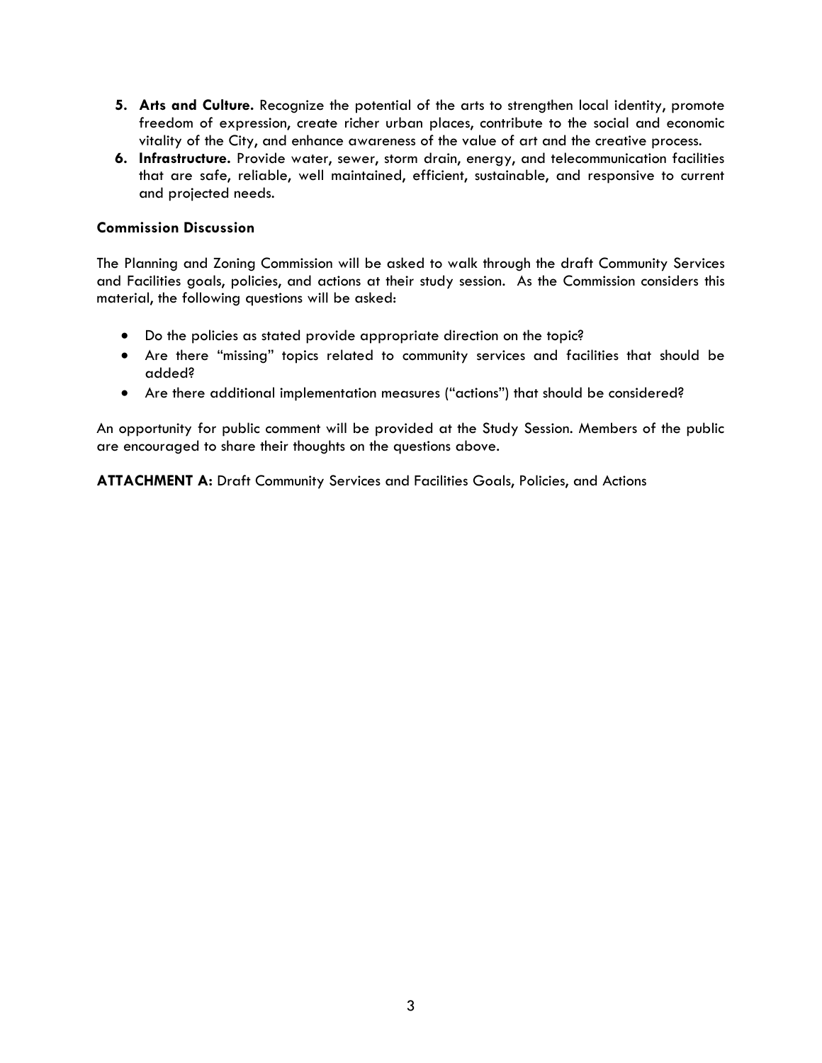5. **Arts and Culture.** Recognize the potential of the arts to strengthen local identity, promote freedom of expression, create richer urban places, contribute to the social and economic vitality of the City, and enhance awareness of the value of art and the creative process.
6. **Infrastructure.** Provide water, sewer, storm drain, energy, and telecommunication facilities that are safe, reliable, well maintained, efficient, sustainable, and responsive to current and projected needs.

### Commission Discussion

The Planning and Zoning Commission will be asked to walk through the draft Community Services and Facilities goals, policies, and actions at their study session. As the Commission considers this material, the following questions will be asked:

- Do the policies as stated provide appropriate direction on the topic?
- Are there "missing" topics related to community services and facilities that should be added?
- Are there additional implementation measures ("actions") that should be considered?

An opportunity for public comment will be provided at the Study Session. Members of the public are encouraged to share their thoughts on the questions above.

**ATTACHMENT A:** Draft Community Services and Facilities Goals, Policies, and Actions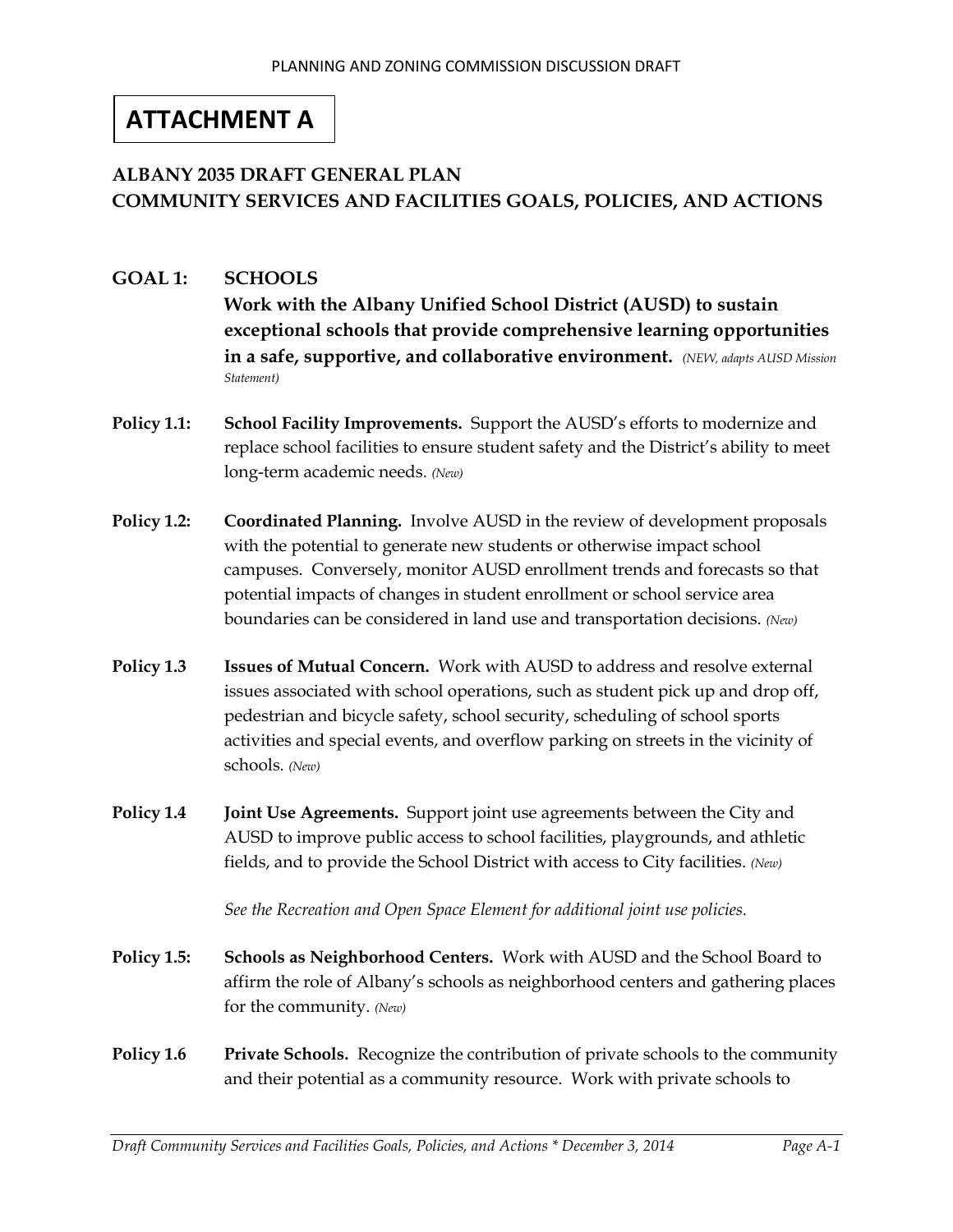# ATTACHMENT A

## ALBANY 2035 DRAFT GENERAL PLAN
## COMMUNITY SERVICES AND FACILITIES GOALS, POLICIES, AND ACTIONS

**GOAL 1: SCHOOLS**
**Work with the Albany Unified School District (AUSD) to sustain exceptional schools that provide comprehensive learning opportunities in a safe, supportive, and collaborative environment.** *(NEW, adapts AUSD Mission Statement)*

**Policy 1.1:** **School Facility Improvements.** Support the AUSD's efforts to modernize and replace school facilities to ensure student safety and the District's ability to meet long-term academic needs. *(New)*

**Policy 1.2:** **Coordinated Planning.** Involve AUSD in the review of development proposals with the potential to generate new students or otherwise impact school campuses. Conversely, monitor AUSD enrollment trends and forecasts so that potential impacts of changes in student enrollment or school service area boundaries can be considered in land use and transportation decisions. *(New)*

**Policy 1.3** **Issues of Mutual Concern.** Work with AUSD to address and resolve external issues associated with school operations, such as student pick up and drop off, pedestrian and bicycle safety, school security, scheduling of school sports activities and special events, and overflow parking on streets in the vicinity of schools. *(New)*

**Policy 1.4** **Joint Use Agreements.** Support joint use agreements between the City and AUSD to improve public access to school facilities, playgrounds, and athletic fields, and to provide the School District with access to City facilities. *(New)*

*See the Recreation and Open Space Element for additional joint use policies.*

**Policy 1.5:** **Schools as Neighborhood Centers.** Work with AUSD and the School Board to affirm the role of Albany's schools as neighborhood centers and gathering places for the community. *(New)*

**Policy 1.6** **Private Schools.** Recognize the contribution of private schools to the community and their potential as a community resource. Work with private schools to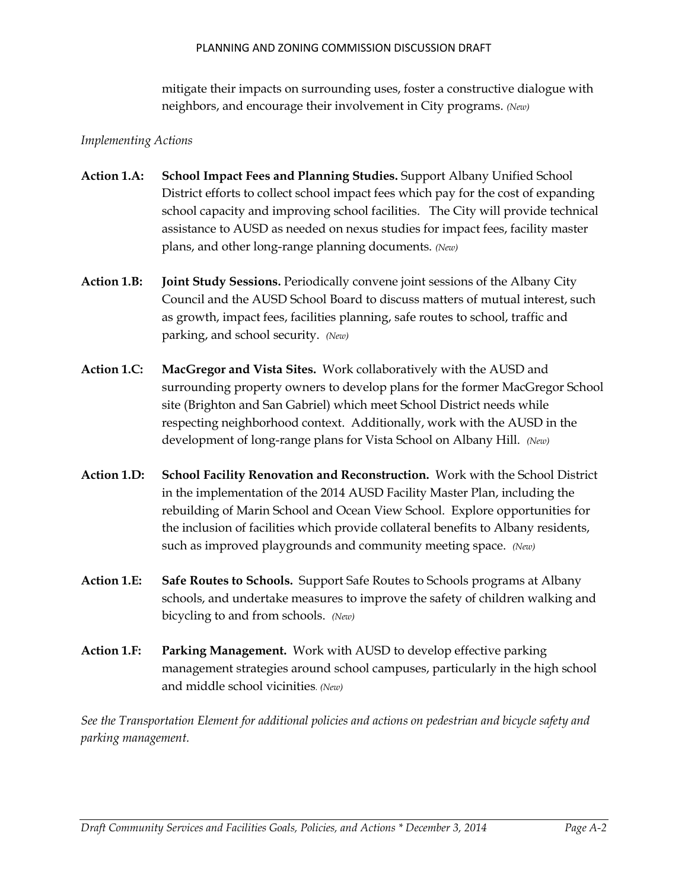mitigate their impacts on surrounding uses, foster a constructive dialogue with neighbors, and encourage their involvement in City programs. *(New)*

*Implementing Actions*

**Action 1.A:** **School Impact Fees and Planning Studies.** Support Albany Unified School District efforts to collect school impact fees which pay for the cost of expanding school capacity and improving school facilities. The City will provide technical assistance to AUSD as needed on nexus studies for impact fees, facility master plans, and other long-range planning documents. *(New)*

**Action 1.B:** **Joint Study Sessions.** Periodically convene joint sessions of the Albany City Council and the AUSD School Board to discuss matters of mutual interest, such as growth, impact fees, facilities planning, safe routes to school, traffic and parking, and school security. *(New)*

**Action 1.C:** **MacGregor and Vista Sites.** Work collaboratively with the AUSD and surrounding property owners to develop plans for the former MacGregor School site (Brighton and San Gabriel) which meet School District needs while respecting neighborhood context. Additionally, work with the AUSD in the development of long-range plans for Vista School on Albany Hill. *(New)*

**Action 1.D:** **School Facility Renovation and Reconstruction.** Work with the School District in the implementation of the 2014 AUSD Facility Master Plan, including the rebuilding of Marin School and Ocean View School. Explore opportunities for the inclusion of facilities which provide collateral benefits to Albany residents, such as improved playgrounds and community meeting space. *(New)*

**Action 1.E:** **Safe Routes to Schools.** Support Safe Routes to Schools programs at Albany schools, and undertake measures to improve the safety of children walking and bicycling to and from schools. *(New)*

**Action 1.F:** **Parking Management.** Work with AUSD to develop effective parking management strategies around school campuses, particularly in the high school and middle school vicinities. *(New)*

*See the Transportation Element for additional policies and actions on pedestrian and bicycle safety and parking management.*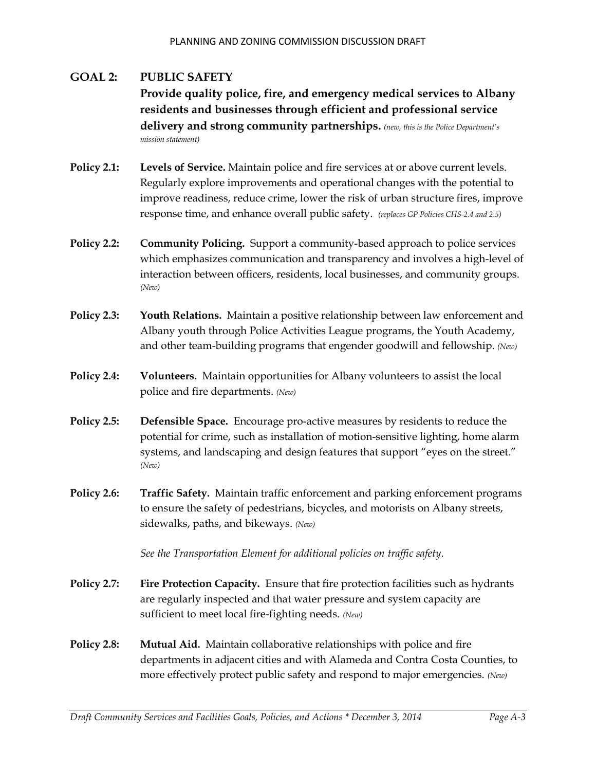## GOAL 2: PUBLIC SAFETY

**Provide quality police, fire, and emergency medical services to Albany residents and businesses through efficient and professional service delivery and strong community partnerships.** *(new, this is the Police Department's mission statement)*

**Policy 2.1: Levels of Service.** Maintain police and fire services at or above current levels. Regularly explore improvements and operational changes with the potential to improve readiness, reduce crime, lower the risk of urban structure fires, improve response time, and enhance overall public safety. *(replaces GP Policies CHS-2.4 and 2.5)*

**Policy 2.2: Community Policing.** Support a community-based approach to police services which emphasizes communication and transparency and involves a high-level of interaction between officers, residents, local businesses, and community groups. *(New)*

**Policy 2.3: Youth Relations.** Maintain a positive relationship between law enforcement and Albany youth through Police Activities League programs, the Youth Academy, and other team-building programs that engender goodwill and fellowship. *(New)*

**Policy 2.4: Volunteers.** Maintain opportunities for Albany volunteers to assist the local police and fire departments. *(New)*

**Policy 2.5: Defensible Space.** Encourage pro-active measures by residents to reduce the potential for crime, such as installation of motion-sensitive lighting, home alarm systems, and landscaping and design features that support "eyes on the street." *(New)*

**Policy 2.6: Traffic Safety.** Maintain traffic enforcement and parking enforcement programs to ensure the safety of pedestrians, bicycles, and motorists on Albany streets, sidewalks, paths, and bikeways. *(New)*

*See the Transportation Element for additional policies on traffic safety.*

**Policy 2.7: Fire Protection Capacity.** Ensure that fire protection facilities such as hydrants are regularly inspected and that water pressure and system capacity are sufficient to meet local fire-fighting needs. *(New)*

**Policy 2.8: Mutual Aid.** Maintain collaborative relationships with police and fire departments in adjacent cities and with Alameda and Contra Costa Counties, to more effectively protect public safety and respond to major emergencies. *(New)*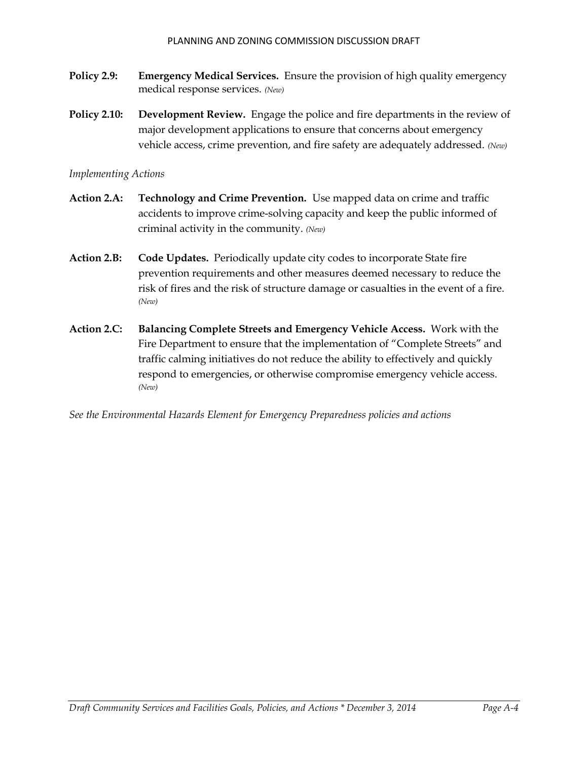**Policy 2.9:** **Emergency Medical Services.** Ensure the provision of high quality emergency medical response services. *(New)*

**Policy 2.10:** **Development Review.** Engage the police and fire departments in the review of major development applications to ensure that concerns about emergency vehicle access, crime prevention, and fire safety are adequately addressed. *(New)*

*Implementing Actions*

**Action 2.A:** **Technology and Crime Prevention.** Use mapped data on crime and traffic accidents to improve crime-solving capacity and keep the public informed of criminal activity in the community. *(New)*

**Action 2.B:** **Code Updates.** Periodically update city codes to incorporate State fire prevention requirements and other measures deemed necessary to reduce the risk of fires and the risk of structure damage or casualties in the event of a fire. *(New)*

**Action 2.C:** **Balancing Complete Streets and Emergency Vehicle Access.** Work with the Fire Department to ensure that the implementation of "Complete Streets" and traffic calming initiatives do not reduce the ability to effectively and quickly respond to emergencies, or otherwise compromise emergency vehicle access. *(New)*

*See the Environmental Hazards Element for Emergency Preparedness policies and actions*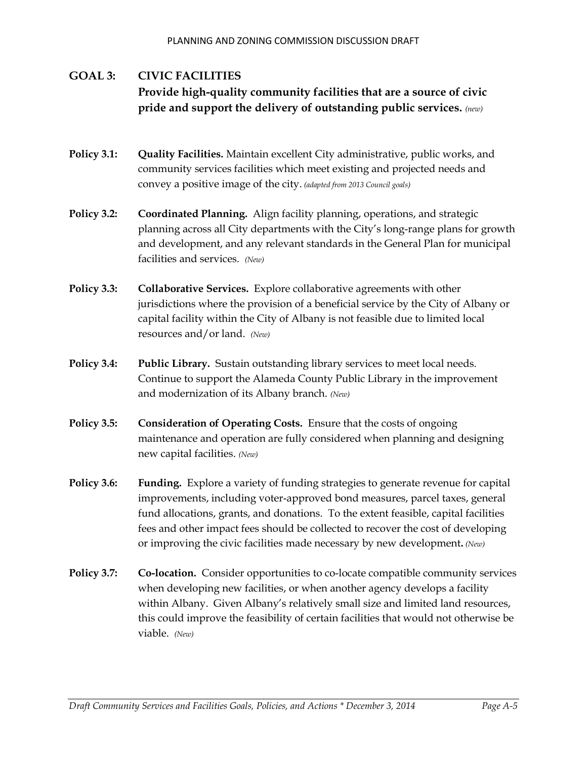## GOAL 3: CIVIC FACILITIES

**Provide high-quality community facilities that are a source of civic pride and support the delivery of outstanding public services.** *(new)*

**Policy 3.1:** **Quality Facilities.** Maintain excellent City administrative, public works, and community services facilities which meet existing and projected needs and convey a positive image of the city. *(adapted from 2013 Council goals)*

**Policy 3.2:** **Coordinated Planning.** Align facility planning, operations, and strategic planning across all City departments with the City's long-range plans for growth and development, and any relevant standards in the General Plan for municipal facilities and services. *(New)*

**Policy 3.3:** **Collaborative Services.** Explore collaborative agreements with other jurisdictions where the provision of a beneficial service by the City of Albany or capital facility within the City of Albany is not feasible due to limited local resources and/or land. *(New)*

**Policy 3.4:** **Public Library.** Sustain outstanding library services to meet local needs. Continue to support the Alameda County Public Library in the improvement and modernization of its Albany branch. *(New)*

**Policy 3.5:** **Consideration of Operating Costs.** Ensure that the costs of ongoing maintenance and operation are fully considered when planning and designing new capital facilities. *(New)*

**Policy 3.6:** **Funding.** Explore a variety of funding strategies to generate revenue for capital improvements, including voter-approved bond measures, parcel taxes, general fund allocations, grants, and donations. To the extent feasible, capital facilities fees and other impact fees should be collected to recover the cost of developing or improving the civic facilities made necessary by new development**.** *(New)*

**Policy 3.7:** **Co-location.** Consider opportunities to co-locate compatible community services when developing new facilities, or when another agency develops a facility within Albany. Given Albany's relatively small size and limited land resources, this could improve the feasibility of certain facilities that would not otherwise be viable. *(New)*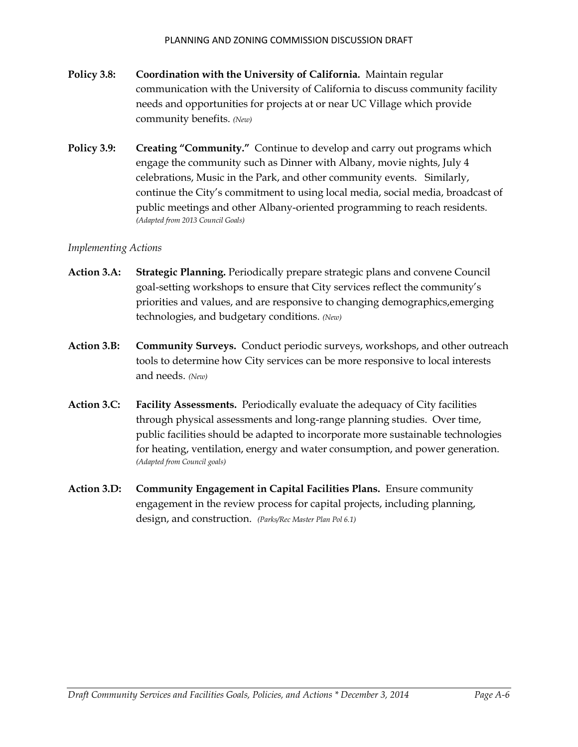**Policy 3.8:** **Coordination with the University of California.** Maintain regular communication with the University of California to discuss community facility needs and opportunities for projects at or near UC Village which provide community benefits. *(New)*

**Policy 3.9:** **Creating "Community."** Continue to develop and carry out programs which engage the community such as Dinner with Albany, movie nights, July 4 celebrations, Music in the Park, and other community events. Similarly, continue the City's commitment to using local media, social media, broadcast of public meetings and other Albany-oriented programming to reach residents. *(Adapted from 2013 Council Goals)*

*Implementing Actions*

**Action 3.A:** **Strategic Planning.** Periodically prepare strategic plans and convene Council goal-setting workshops to ensure that City services reflect the community's priorities and values, and are responsive to changing demographics,emerging technologies, and budgetary conditions. *(New)*

**Action 3.B:** **Community Surveys.** Conduct periodic surveys, workshops, and other outreach tools to determine how City services can be more responsive to local interests and needs. *(New)*

**Action 3.C:** **Facility Assessments.** Periodically evaluate the adequacy of City facilities through physical assessments and long-range planning studies. Over time, public facilities should be adapted to incorporate more sustainable technologies for heating, ventilation, energy and water consumption, and power generation. *(Adapted from Council goals)*

**Action 3.D:** **Community Engagement in Capital Facilities Plans.** Ensure community engagement in the review process for capital projects, including planning, design, and construction. *(Parks/Rec Master Plan Pol 6.1)*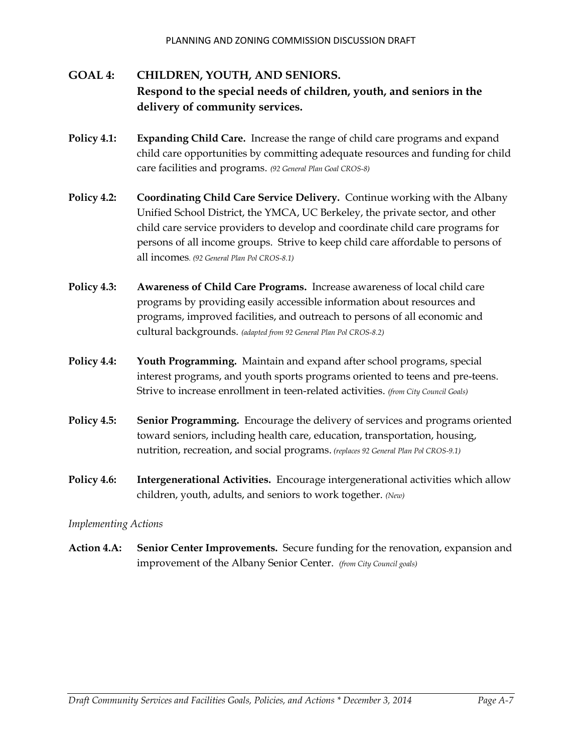## GOAL 4: CHILDREN, YOUTH, AND SENIORS. Respond to the special needs of children, youth, and seniors in the delivery of community services.

**Policy 4.1:** **Expanding Child Care.** Increase the range of child care programs and expand child care opportunities by committing adequate resources and funding for child care facilities and programs. *(92 General Plan Goal CROS-8)*

**Policy 4.2:** **Coordinating Child Care Service Delivery.** Continue working with the Albany Unified School District, the YMCA, UC Berkeley, the private sector, and other child care service providers to develop and coordinate child care programs for persons of all income groups. Strive to keep child care affordable to persons of all incomes. *(92 General Plan Pol CROS-8.1)*

**Policy 4.3:** **Awareness of Child Care Programs.** Increase awareness of local child care programs by providing easily accessible information about resources and programs, improved facilities, and outreach to persons of all economic and cultural backgrounds. *(adapted from 92 General Plan Pol CROS-8.2)*

**Policy 4.4:** **Youth Programming.** Maintain and expand after school programs, special interest programs, and youth sports programs oriented to teens and pre-teens. Strive to increase enrollment in teen-related activities. *(from City Council Goals)*

**Policy 4.5:** **Senior Programming.** Encourage the delivery of services and programs oriented toward seniors, including health care, education, transportation, housing, nutrition, recreation, and social programs. *(replaces 92 General Plan Pol CROS-9.1)*

**Policy 4.6:** **Intergenerational Activities.** Encourage intergenerational activities which allow children, youth, adults, and seniors to work together. *(New)*

*Implementing Actions*

**Action 4.A:** **Senior Center Improvements.** Secure funding for the renovation, expansion and improvement of the Albany Senior Center. *(from City Council goals)*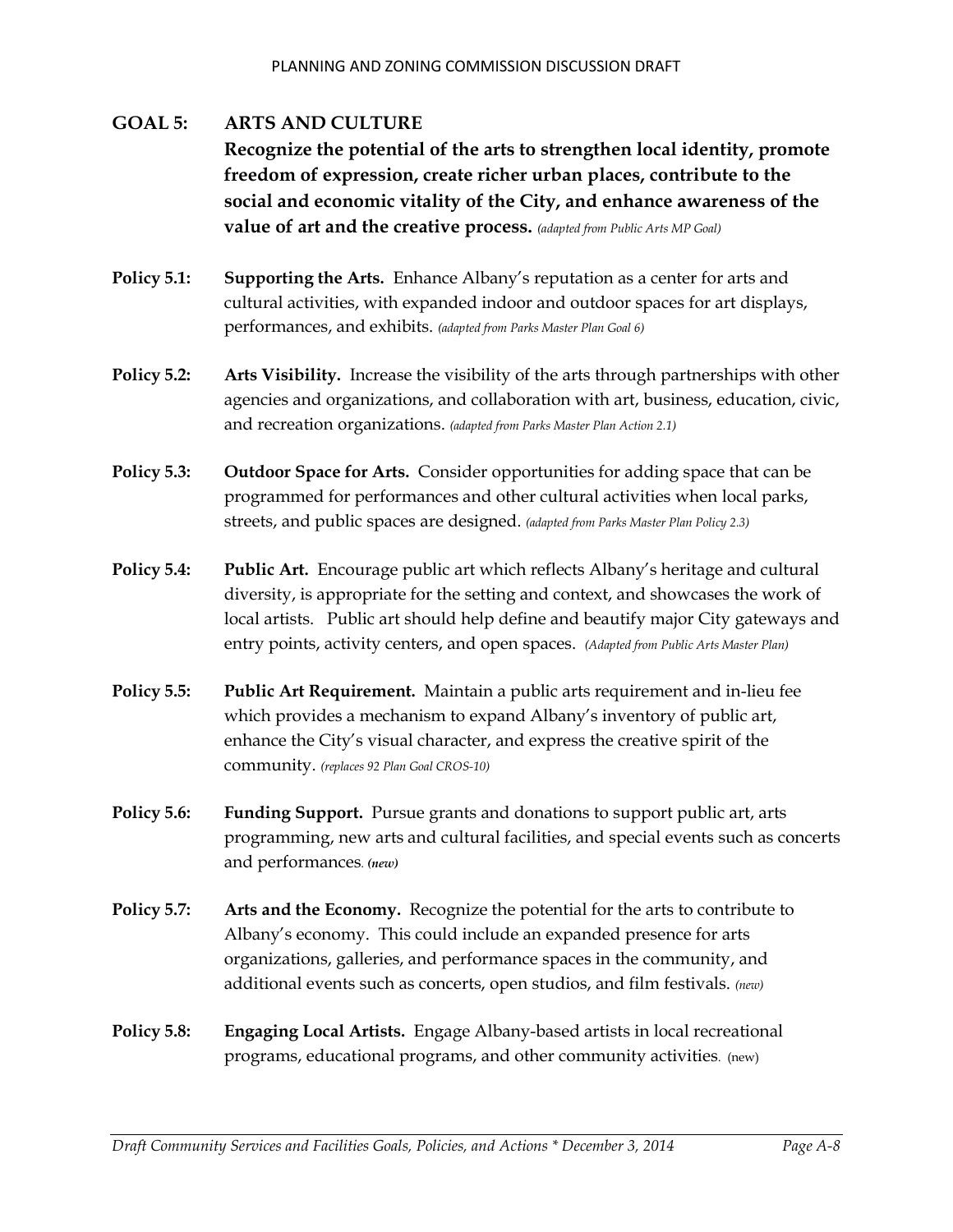## GOAL 5: ARTS AND CULTURE

**Recognize the potential of the arts to strengthen local identity, promote freedom of expression, create richer urban places, contribute to the social and economic vitality of the City, and enhance awareness of the value of art and the creative process.** *(adapted from Public Arts MP Goal)*

**Policy 5.1:** **Supporting the Arts.** Enhance Albany's reputation as a center for arts and cultural activities, with expanded indoor and outdoor spaces for art displays, performances, and exhibits. *(adapted from Parks Master Plan Goal 6)*

**Policy 5.2:** **Arts Visibility.** Increase the visibility of the arts through partnerships with other agencies and organizations, and collaboration with art, business, education, civic, and recreation organizations. *(adapted from Parks Master Plan Action 2.1)*

**Policy 5.3:** **Outdoor Space for Arts.** Consider opportunities for adding space that can be programmed for performances and other cultural activities when local parks, streets, and public spaces are designed. *(adapted from Parks Master Plan Policy 2.3)*

**Policy 5.4:** **Public Art.** Encourage public art which reflects Albany's heritage and cultural diversity, is appropriate for the setting and context, and showcases the work of local artists. Public art should help define and beautify major City gateways and entry points, activity centers, and open spaces. *(Adapted from Public Arts Master Plan)*

**Policy 5.5:** **Public Art Requirement.** Maintain a public arts requirement and in-lieu fee which provides a mechanism to expand Albany's inventory of public art, enhance the City's visual character, and express the creative spirit of the community. *(replaces 92 Plan Goal CROS-10)*

**Policy 5.6:** **Funding Support.** Pursue grants and donations to support public art, arts programming, new arts and cultural facilities, and special events such as concerts and performances. ***(new)***

**Policy 5.7:** **Arts and the Economy.** Recognize the potential for the arts to contribute to Albany's economy. This could include an expanded presence for arts organizations, galleries, and performance spaces in the community, and additional events such as concerts, open studios, and film festivals. *(new)*

**Policy 5.8:** **Engaging Local Artists.** Engage Albany-based artists in local recreational programs, educational programs, and other community activities. (new)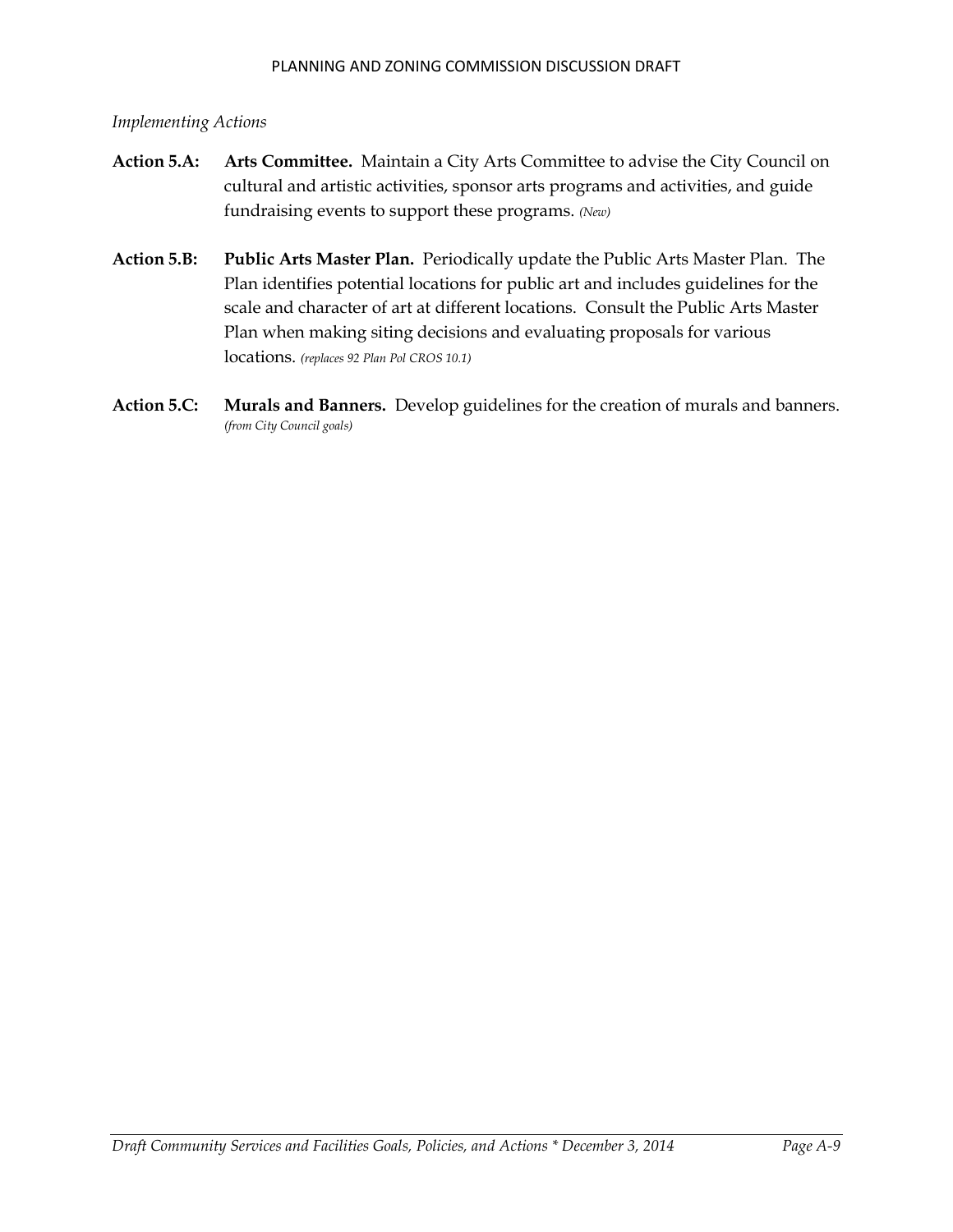*Implementing Actions*

**Action 5.A:** **Arts Committee.** Maintain a City Arts Committee to advise the City Council on cultural and artistic activities, sponsor arts programs and activities, and guide fundraising events to support these programs. *(New)*

**Action 5.B:** **Public Arts Master Plan.** Periodically update the Public Arts Master Plan. The Plan identifies potential locations for public art and includes guidelines for the scale and character of art at different locations. Consult the Public Arts Master Plan when making siting decisions and evaluating proposals for various locations. *(replaces 92 Plan Pol CROS 10.1)*

**Action 5.C:** **Murals and Banners.** Develop guidelines for the creation of murals and banners. *(from City Council goals)*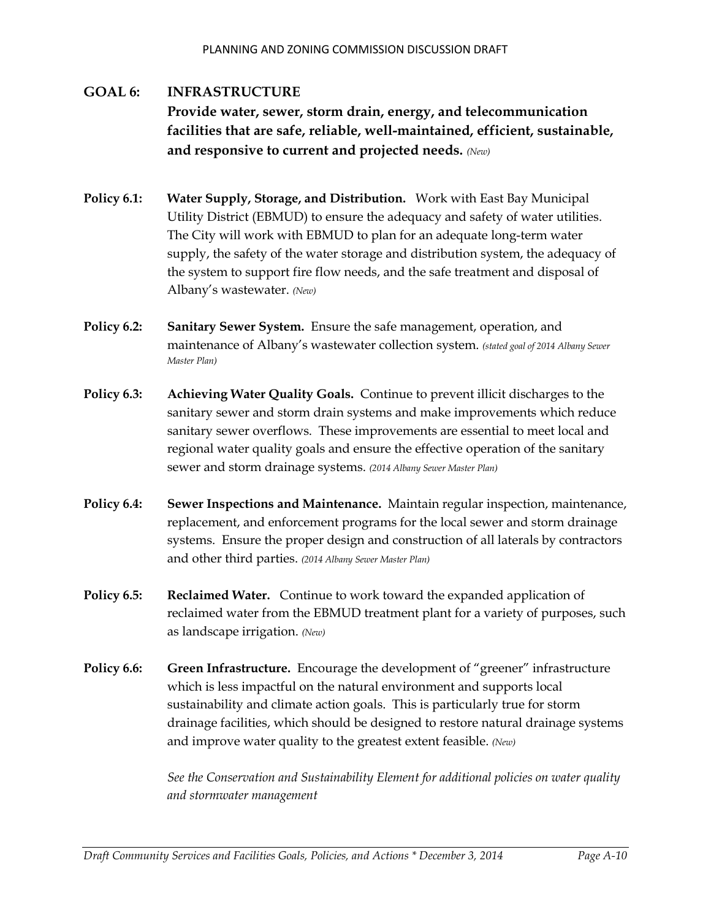## GOAL 6: INFRASTRUCTURE

**Provide water, sewer, storm drain, energy, and telecommunication facilities that are safe, reliable, well-maintained, efficient, sustainable, and responsive to current and projected needs.** *(New)*

**Policy 6.1: Water Supply, Storage, and Distribution.** Work with East Bay Municipal Utility District (EBMUD) to ensure the adequacy and safety of water utilities. The City will work with EBMUD to plan for an adequate long-term water supply, the safety of the water storage and distribution system, the adequacy of the system to support fire flow needs, and the safe treatment and disposal of Albany's wastewater. *(New)*

**Policy 6.2: Sanitary Sewer System.** Ensure the safe management, operation, and maintenance of Albany's wastewater collection system. *(stated goal of 2014 Albany Sewer Master Plan)*

**Policy 6.3: Achieving Water Quality Goals.** Continue to prevent illicit discharges to the sanitary sewer and storm drain systems and make improvements which reduce sanitary sewer overflows. These improvements are essential to meet local and regional water quality goals and ensure the effective operation of the sanitary sewer and storm drainage systems. *(2014 Albany Sewer Master Plan)*

**Policy 6.4: Sewer Inspections and Maintenance.** Maintain regular inspection, maintenance, replacement, and enforcement programs for the local sewer and storm drainage systems. Ensure the proper design and construction of all laterals by contractors and other third parties. *(2014 Albany Sewer Master Plan)*

**Policy 6.5: Reclaimed Water.** Continue to work toward the expanded application of reclaimed water from the EBMUD treatment plant for a variety of purposes, such as landscape irrigation. *(New)*

**Policy 6.6: Green Infrastructure.** Encourage the development of "greener" infrastructure which is less impactful on the natural environment and supports local sustainability and climate action goals. This is particularly true for storm drainage facilities, which should be designed to restore natural drainage systems and improve water quality to the greatest extent feasible. *(New)*

*See the Conservation and Sustainability Element for additional policies on water quality and stormwater management*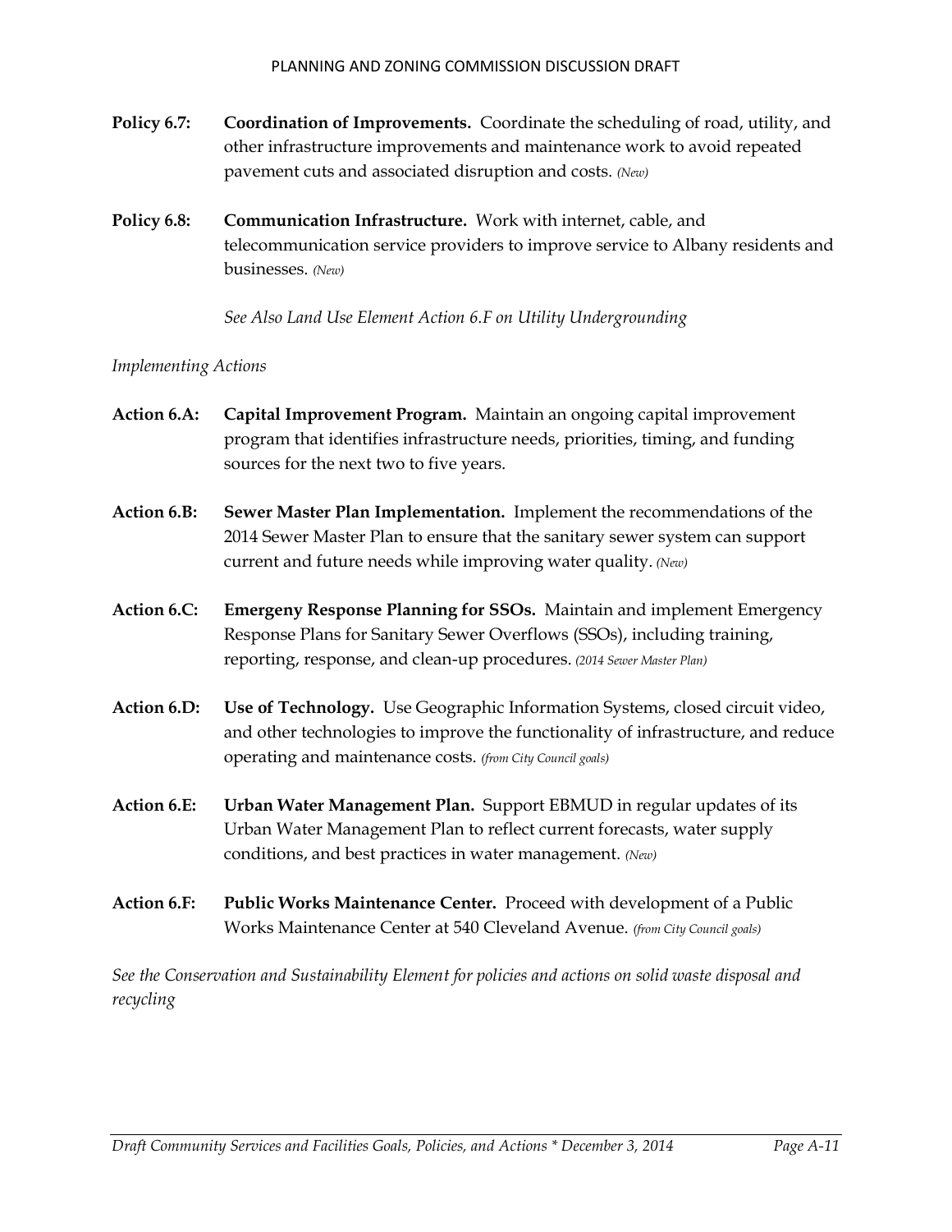**Policy 6.7:** **Coordination of Improvements.** Coordinate the scheduling of road, utility, and other infrastructure improvements and maintenance work to avoid repeated pavement cuts and associated disruption and costs. *(New)*

**Policy 6.8:** **Communication Infrastructure.** Work with internet, cable, and telecommunication service providers to improve service to Albany residents and businesses. *(New)*

*See Also Land Use Element Action 6.F on Utility Undergrounding*

*Implementing Actions*

**Action 6.A:** **Capital Improvement Program.** Maintain an ongoing capital improvement program that identifies infrastructure needs, priorities, timing, and funding sources for the next two to five years.

**Action 6.B:** **Sewer Master Plan Implementation.** Implement the recommendations of the 2014 Sewer Master Plan to ensure that the sanitary sewer system can support current and future needs while improving water quality. *(New)*

**Action 6.C:** **Emergeny Response Planning for SSOs.** Maintain and implement Emergency Response Plans for Sanitary Sewer Overflows (SSOs), including training, reporting, response, and clean-up procedures. *(2014 Sewer Master Plan)*

**Action 6.D:** **Use of Technology.** Use Geographic Information Systems, closed circuit video, and other technologies to improve the functionality of infrastructure, and reduce operating and maintenance costs. *(from City Council goals)*

**Action 6.E:** **Urban Water Management Plan.** Support EBMUD in regular updates of its Urban Water Management Plan to reflect current forecasts, water supply conditions, and best practices in water management. *(New)*

**Action 6.F:** **Public Works Maintenance Center.** Proceed with development of a Public Works Maintenance Center at 540 Cleveland Avenue. *(from City Council goals)*

*See the Conservation and Sustainability Element for policies and actions on solid waste disposal and recycling*